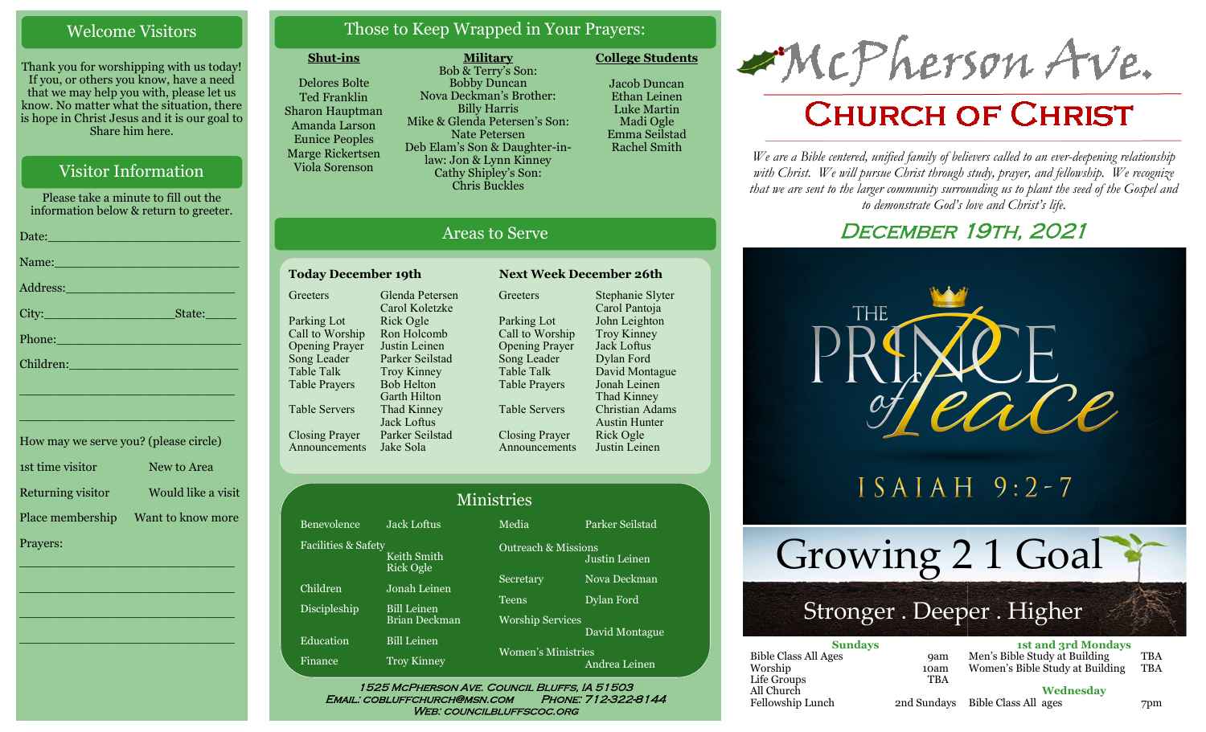## Welcome Visitors

Thank you for worshipping with us today! If you, or others you know, have a need that we may help you with, please let us know. No matter what the situation, there is hope in Christ Jesus and it is our goal to Share him here.

## Visitor Information

Please take a minute to fill out the information below & return to greeter.

Date:___________________________

Name:__________________________

Address:________________________

City:__________________State:_____

Phone:__________________________

Children:_______________________

________________________________

________________________________

How may we serve you? (please circle)

1st time visitor — New to Area

Returning visitor — Would like a visit

Place membership — Want to know more

Prayers:

________________________________

________________________________

________________________________

________________________________

## Those to Keep Wrapped in Your Prayers:

**Shut-ins**

Delores Bolte
Ted Franklin
Sharon Hauptman
Amanda Larson
Eunice Peoples
Marge Rickertsen
Viola Sorenson

**Military**

Bob & Terry's Son: Bobby Duncan
Nova Deckman's Brother: Billy Harris
Mike & Glenda Petersen's Son: Nate Petersen
Deb Elam's Son & Daughter-in-law: Jon & Lynn Kinney
Cathy Shipley's Son: Chris Buckles

**College Students**

Jacob Duncan
Ethan Leinen
Luke Martin
Madi Ogle
Emma Seilstad
Rachel Smith

## Areas to Serve

**Today December 19th**

| | |
|---|---|
| Greeters | Glenda Petersen, Carol Koletzke |
| Parking Lot | Rick Ogle |
| Call to Worship | Ron Holcomb |
| Opening Prayer | Justin Leinen |
| Song Leader | Parker Seilstad |
| Table Talk | Troy Kinney |
| Table Prayers | Bob Helton, Garth Hilton |
| Table Servers | Thad Kinney, Jack Loftus |
| Closing Prayer | Parker Seilstad |
| Announcements | Jake Sola |

**Next Week December 26th**

| | |
|---|---|
| Greeters | Stephanie Slyter, Carol Pantoja |
| Parking Lot | John Leighton |
| Call to Worship | Troy Kinney |
| Opening Prayer | Jack Loftus |
| Song Leader | Dylan Ford |
| Table Talk | David Montague |
| Table Prayers | Jonah Leinen, Thad Kinney |
| Table Servers | Christian Adams, Austin Hunter |
| Closing Prayer | Rick Ogle |
| Announcements | Justin Leinen |

## Ministries

| | |
|---|---|
| Benevolence | Jack Loftus |
| Facilities & Safety | Keith Smith, Rick Ogle |
| Children | Jonah Leinen |
| Discipleship | Bill Leinen, Brian Deckman |
| Education | Bill Leinen |
| Finance | Troy Kinney |
| Media | Parker Seilstad |
| Outreach & Missions | Justin Leinen |
| Secretary | Nova Deckman |
| Teens | Dylan Ford |
| Worship Services | David Montague |
| Women's Ministries | Andrea Leinen |

1525 McPherson Ave. Council Bluffs, IA 51503
Email: cobluffchurch@msn.com Phone: 712-322-8144
Web: councilbluffscoc.org

# McPherson Ave. Church of Christ

*We are a Bible centered, unified family of believers called to an ever-deepening relationship with Christ. We will pursue Christ through study, prayer, and fellowship. We recognize that we are sent to the larger community surrounding us to plant the seed of the Gospel and to demonstrate God's love and Christ's life.*

## December 19th, 2021

The Prince of Peace
Isaiah 9:2-7

Growing 2 1 Goal
Stronger . Deeper . Higher

**Sundays**

| | |
|---|---|
| Bible Class All Ages | 9am |
| Worship | 10am |
| Life Groups | TBA |
| All Church Fellowship Lunch | 2nd Sundays |

**1st and 3rd Mondays**

| | |
|---|---|
| Men's Bible Study at Building | TBA |
| Women's Bible Study at Building | TBA |

**Wednesday**

| | |
|---|---|
| Bible Class All ages | 7pm |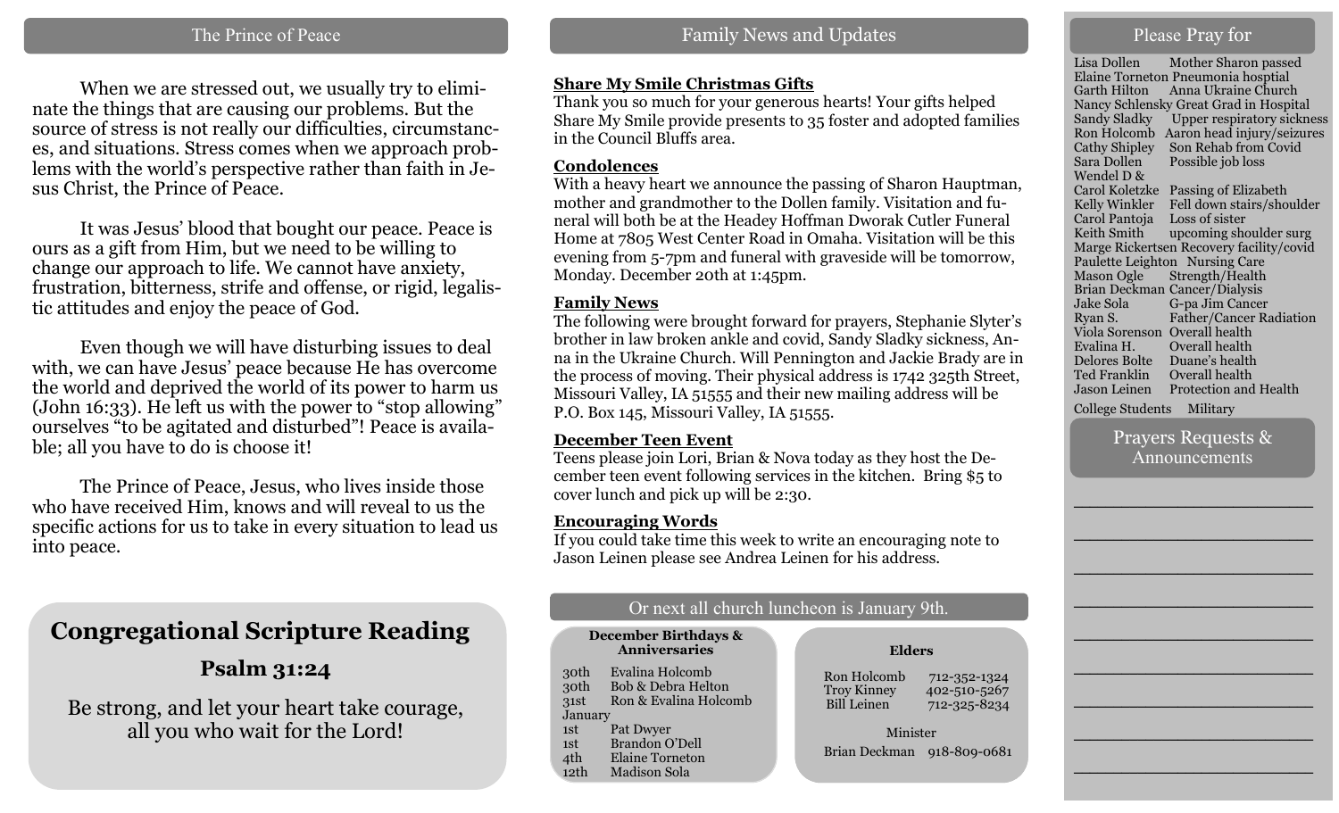## The Prince of Peace

When we are stressed out, we usually try to eliminate the things that are causing our problems. But the source of stress is not really our difficulties, circumstances, and situations. Stress comes when we approach problems with the world's perspective rather than faith in Jesus Christ, the Prince of Peace.

It was Jesus' blood that bought our peace. Peace is ours as a gift from Him, but we need to be willing to change our approach to life. We cannot have anxiety, frustration, bitterness, strife and offense, or rigid, legalistic attitudes and enjoy the peace of God.

Even though we will have disturbing issues to deal with, we can have Jesus' peace because He has overcome the world and deprived the world of its power to harm us (John 16:33). He left us with the power to "stop allowing" ourselves "to be agitated and disturbed"! Peace is available; all you have to do is choose it!

The Prince of Peace, Jesus, who lives inside those who have received Him, knows and will reveal to us the specific actions for us to take in every situation to lead us into peace.

## Congregational Scripture Reading

### Psalm 31:24

Be strong, and let your heart take courage, all you who wait for the Lord!

## Family News and Updates

**Share My Smile Christmas Gifts**

Thank you so much for your generous hearts! Your gifts helped Share My Smile provide presents to 35 foster and adopted families in the Council Bluffs area.

**Condolences**

With a heavy heart we announce the passing of Sharon Hauptman, mother and grandmother to the Dollen family. Visitation and funeral will both be at the Headey Hoffman Dworak Cutler Funeral Home at 7805 West Center Road in Omaha. Visitation will be this evening from 5-7pm and funeral with graveside will be tomorrow, Monday. December 20th at 1:45pm.

**Family News**

The following were brought forward for prayers, Stephanie Slyter's brother in law broken ankle and covid, Sandy Sladky sickness, Anna in the Ukraine Church. Will Pennington and Jackie Brady are in the process of moving. Their physical address is 1742 325th Street, Missouri Valley, IA 51555 and their new mailing address will be P.O. Box 145, Missouri Valley, IA 51555.

**December Teen Event**

Teens please join Lori, Brian & Nova today as they host the December teen event following services in the kitchen. Bring $5 to cover lunch and pick up will be 2:30.

**Encouraging Words**

If you could take time this week to write an encouraging note to Jason Leinen please see Andrea Leinen for his address.

## Or next all church luncheon is January 9th.

**December Birthdays & Anniversaries**

| | |
|---|---|
| 30th | Evalina Holcomb |
| 30th | Bob & Debra Helton |
| 31st | Ron & Evalina Holcomb |
| January | |
| 1st | Pat Dwyer |
| 1st | Brandon O'Dell |
| 4th | Elaine Torneton |
| 12th | Madison Sola |

**Elders**

| | |
|---|---|
| Ron Holcomb | 712-352-1324 |
| Troy Kinney | 402-510-5267 |
| Bill Leinen | 712-325-8234 |

Minister

Brian Deckman 918-809-0681

## Please Pray for

| | |
|---|---|
| Lisa Dollen | Mother Sharon passed |
| Elaine Torneton | Pneumonia hosptial |
| Garth Hilton | Anna Ukraine Church |
| Nancy Schlensky | Great Grad in Hospital |
| Sandy Sladky | Upper respiratory sickness |
| Ron Holcomb | Aaron head injury/seizures |
| Cathy Shipley | Son Rehab from Covid |
| Sara Dollen | Possible job loss |
| Wendel D & | |
| Carol Koletzke | Passing of Elizabeth |
| Kelly Winkler | Fell down stairs/shoulder |
| Carol Pantoja | Loss of sister |
| Keith Smith | upcoming shoulder surg |
| Marge Rickertsen | Recovery facility/covid |
| Paulette Leighton | Nursing Care |
| Mason Ogle | Strength/Health |
| Brian Deckman | Cancer/Dialysis |
| Jake Sola | G-pa Jim Cancer |
| Ryan S. | Father/Cancer Radiation |
| Viola Sorenson | Overall health |
| Evalina H. | Overall health |
| Delores Bolte | Duane's health |
| Ted Franklin | Overall health |
| Jason Leinen | Protection and Health |
| College Students | Military |

## Prayers Requests & Announcements

______________________

______________________

______________________

______________________

______________________

______________________

______________________

______________________

______________________